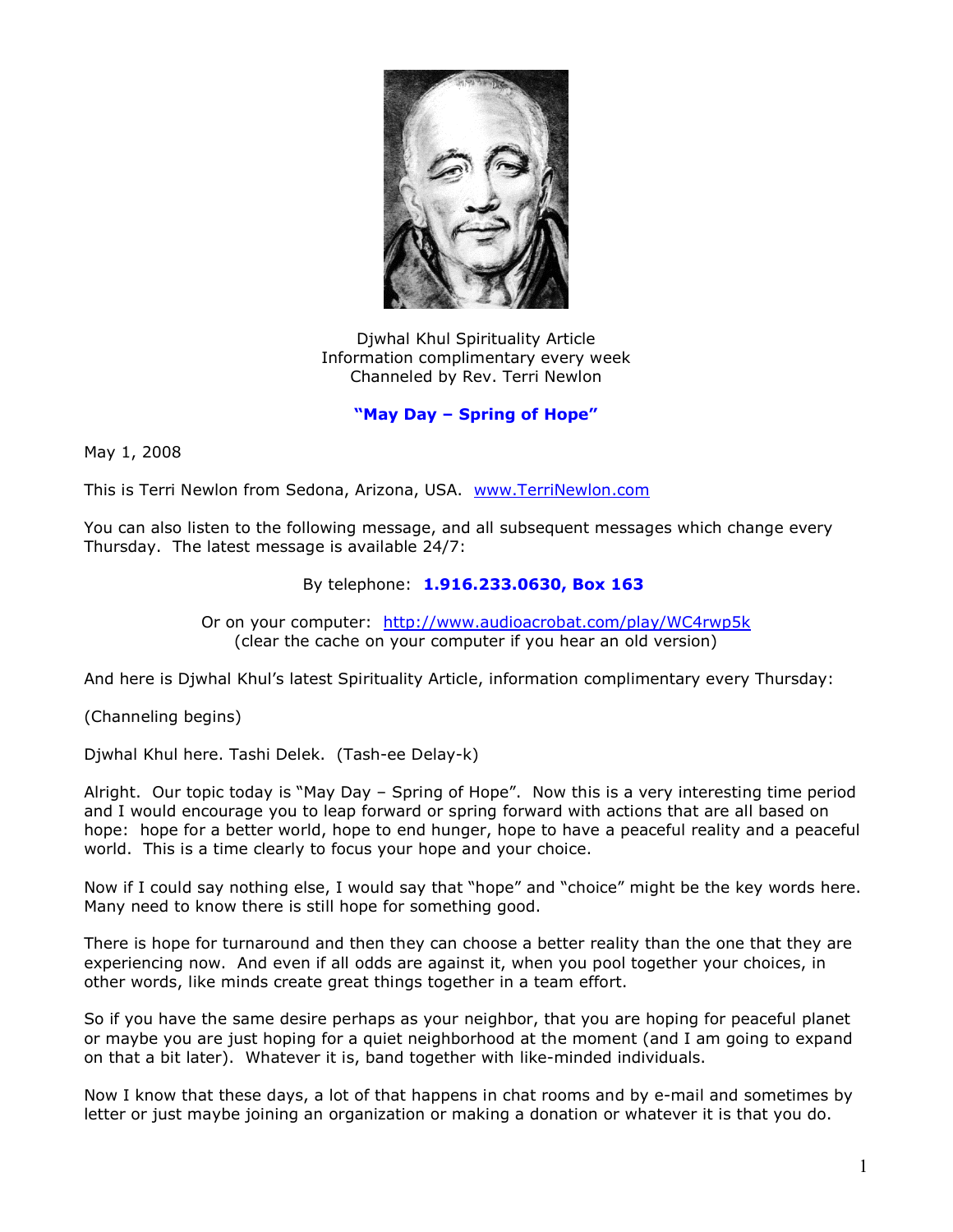Djwhal Khul Spirituality Article
Information complimentary every week
Channeled by Rev. Terri Newlon

## "May Day – Spring of Hope"

May 1, 2008

This is Terri Newlon from Sedona, Arizona, USA. www.TerriNewlon.com

You can also listen to the following message, and all subsequent messages which change every Thursday. The latest message is available 24/7:

By telephone: **1.916.233.0630, Box 163**

Or on your computer: http://www.audioacrobat.com/play/WC4rwp5k
(clear the cache on your computer if you hear an old version)

And here is Djwhal Khul's latest Spirituality Article, information complimentary every Thursday:

(Channeling begins)

Djwhal Khul here. Tashi Delek. (Tash-ee Delay-k)

Alright. Our topic today is "May Day – Spring of Hope". Now this is a very interesting time period and I would encourage you to leap forward or spring forward with actions that are all based on hope: hope for a better world, hope to end hunger, hope to have a peaceful reality and a peaceful world. This is a time clearly to focus your hope and your choice.

Now if I could say nothing else, I would say that "hope" and "choice" might be the key words here. Many need to know there is still hope for something good.

There is hope for turnaround and then they can choose a better reality than the one that they are experiencing now. And even if all odds are against it, when you pool together your choices, in other words, like minds create great things together in a team effort.

So if you have the same desire perhaps as your neighbor, that you are hoping for peaceful planet or maybe you are just hoping for a quiet neighborhood at the moment (and I am going to expand on that a bit later). Whatever it is, band together with like-minded individuals.

Now I know that these days, a lot of that happens in chat rooms and by e-mail and sometimes by letter or just maybe joining an organization or making a donation or whatever it is that you do.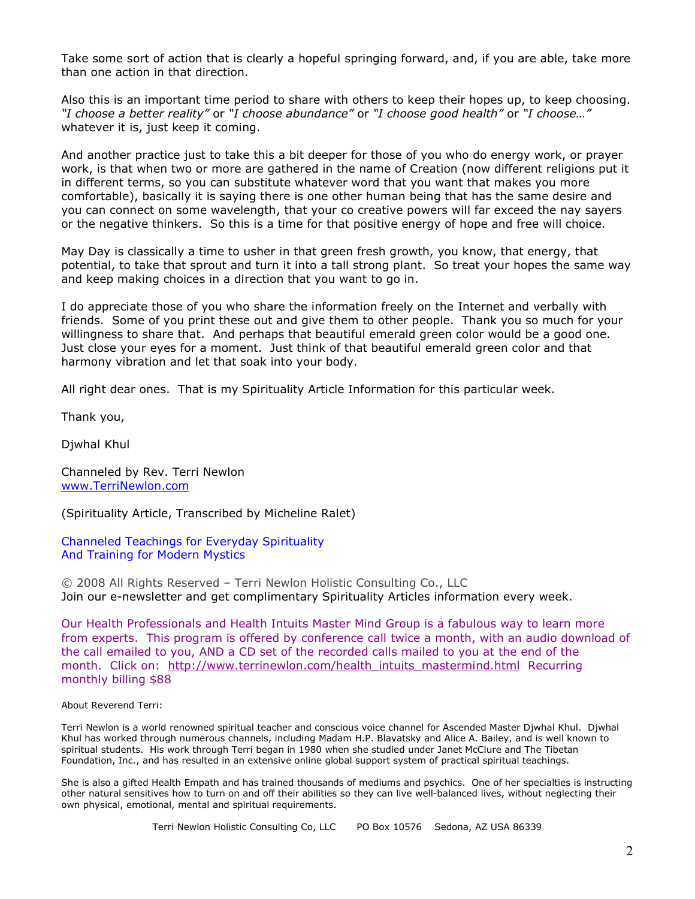Take some sort of action that is clearly a hopeful springing forward, and, if you are able, take more than one action in that direction.

Also this is an important time period to share with others to keep their hopes up, to keep choosing. *"I choose a better reality"* or *"I choose abundance"* or *"I choose good health"* or *"I choose…"* whatever it is, just keep it coming.

And another practice just to take this a bit deeper for those of you who do energy work, or prayer work, is that when two or more are gathered in the name of Creation (now different religions put it in different terms, so you can substitute whatever word that you want that makes you more comfortable), basically it is saying there is one other human being that has the same desire and you can connect on some wavelength, that your co creative powers will far exceed the nay sayers or the negative thinkers. So this is a time for that positive energy of hope and free will choice.

May Day is classically a time to usher in that green fresh growth, you know, that energy, that potential, to take that sprout and turn it into a tall strong plant. So treat your hopes the same way and keep making choices in a direction that you want to go in.

I do appreciate those of you who share the information freely on the Internet and verbally with friends. Some of you print these out and give them to other people. Thank you so much for your willingness to share that. And perhaps that beautiful emerald green color would be a good one. Just close your eyes for a moment. Just think of that beautiful emerald green color and that harmony vibration and let that soak into your body.

All right dear ones. That is my Spirituality Article Information for this particular week.

Thank you,

Djwhal Khul

Channeled by Rev. Terri Newlon
www.TerriNewlon.com

(Spirituality Article, Transcribed by Micheline Ralet)

Channeled Teachings for Everyday Spirituality
And Training for Modern Mystics

© 2008 All Rights Reserved – Terri Newlon Holistic Consulting Co., LLC
Join our e-newsletter and get complimentary Spirituality Articles information every week.

Our Health Professionals and Health Intuits Master Mind Group is a fabulous way to learn more from experts. This program is offered by conference call twice a month, with an audio download of the call emailed to you, AND a CD set of the recorded calls mailed to you at the end of the month. Click on: http://www.terrinewlon.com/health_intuits_mastermind.html Recurring monthly billing $88

About Reverend Terri:

Terri Newlon is a world renowned spiritual teacher and conscious voice channel for Ascended Master Djwhal Khul. Djwhal Khul has worked through numerous channels, including Madam H.P. Blavatsky and Alice A. Bailey, and is well known to spiritual students. His work through Terri began in 1980 when she studied under Janet McClure and The Tibetan Foundation, Inc., and has resulted in an extensive online global support system of practical spiritual teachings.

She is also a gifted Health Empath and has trained thousands of mediums and psychics. One of her specialties is instructing other natural sensitives how to turn on and off their abilities so they can live well-balanced lives, without neglecting their own physical, emotional, mental and spiritual requirements.

Terri Newlon Holistic Consulting Co, LLC PO Box 10576 Sedona, AZ USA 86339